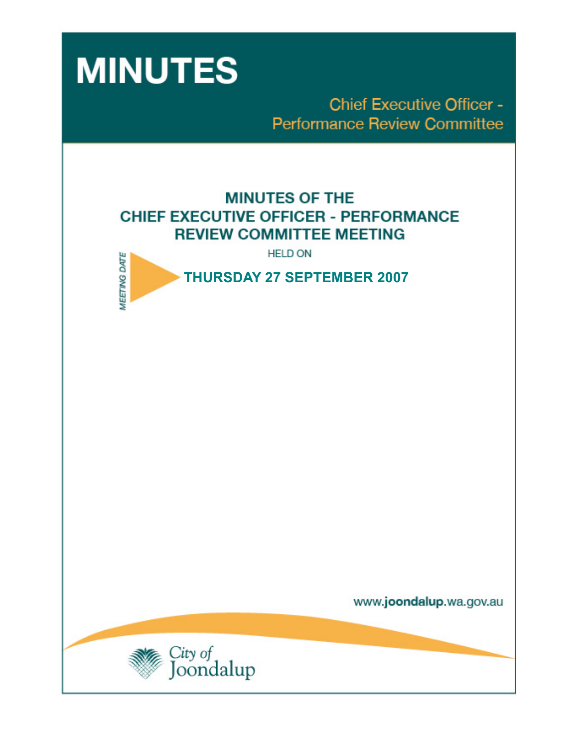# MINUTES

Chief Executive Officer - Performance Review Committee

## MINUTES OF THE CHIEF EXECUTIVE OFFICER - PERFORMANCE REVIEW COMMITTEE MEETING

HELD ON

*MEETING DATE*

**THURSDAY 27 SEPTEMBER 2007**

www.**joondalup**.wa.gov.au

City of Joondalup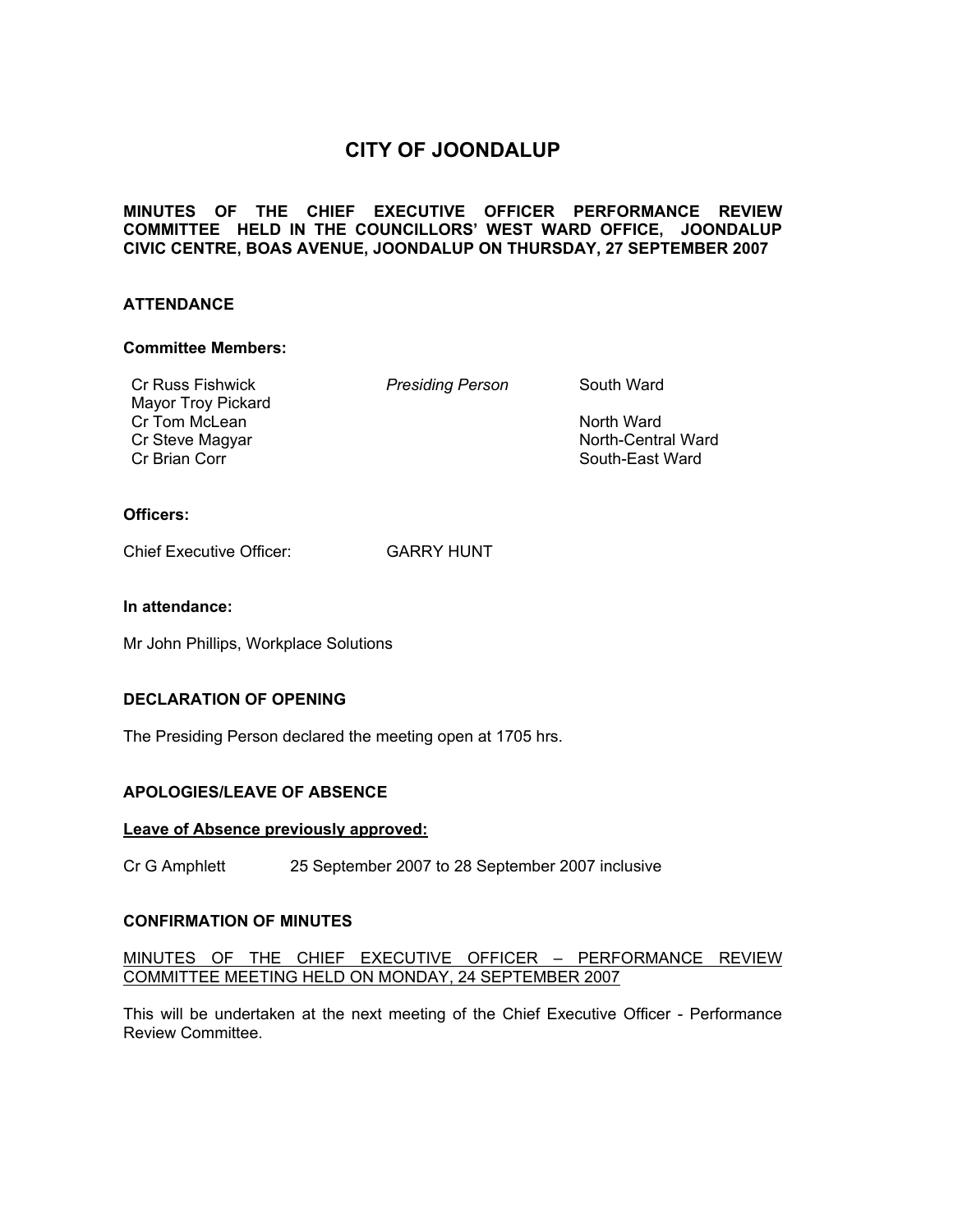# CITY OF JOONDALUP

**MINUTES OF THE CHIEF EXECUTIVE OFFICER PERFORMANCE REVIEW COMMITTEE HELD IN THE COUNCILLORS' WEST WARD OFFICE, JOONDALUP CIVIC CENTRE, BOAS AVENUE, JOONDALUP ON THURSDAY, 27 SEPTEMBER 2007**

## ATTENDANCE

### Committee Members:

| | | |
|---|---|---|
| Cr Russ Fishwick | *Presiding Person* | South Ward |
| Mayor Troy Pickard | | |
| Cr Tom McLean | | North Ward |
| Cr Steve Magyar | | North-Central Ward |
| Cr Brian Corr | | South-East Ward |

### Officers:

Chief Executive Officer: GARRY HUNT

### In attendance:

Mr John Phillips, Workplace Solutions

## DECLARATION OF OPENING

The Presiding Person declared the meeting open at 1705 hrs.

## APOLOGIES/LEAVE OF ABSENCE

**Leave of Absence previously approved:**

Cr G Amphlett 25 September 2007 to 28 September 2007 inclusive

## CONFIRMATION OF MINUTES

MINUTES OF THE CHIEF EXECUTIVE OFFICER – PERFORMANCE REVIEW COMMITTEE MEETING HELD ON MONDAY, 24 SEPTEMBER 2007

This will be undertaken at the next meeting of the Chief Executive Officer - Performance Review Committee.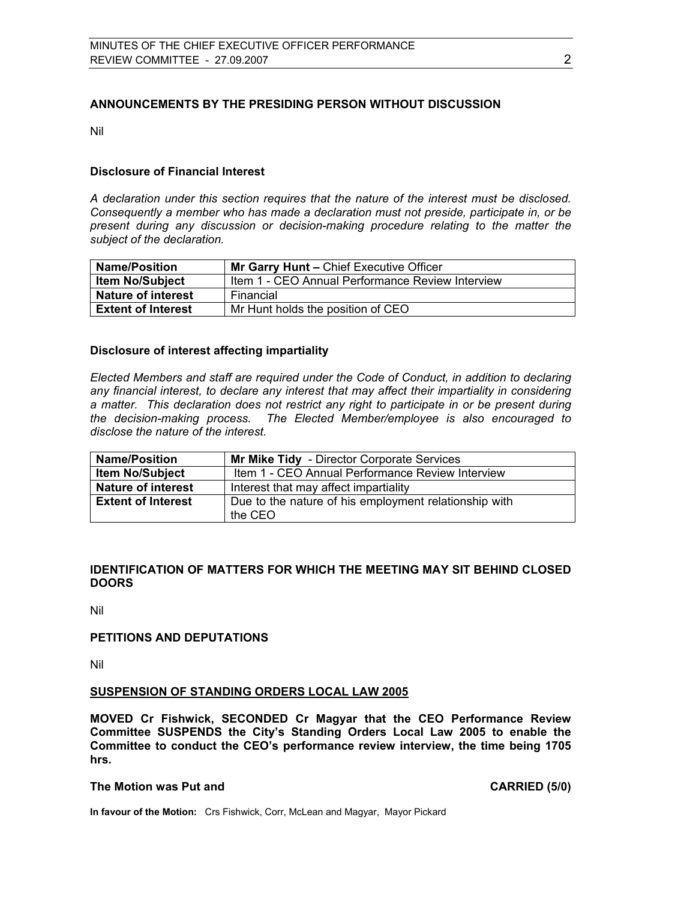## ANNOUNCEMENTS BY THE PRESIDING PERSON WITHOUT DISCUSSION

Nil

### Disclosure of Financial Interest

*A declaration under this section requires that the nature of the interest must be disclosed. Consequently a member who has made a declaration must not preside, participate in, or be present during any discussion or decision-making procedure relating to the matter the subject of the declaration.*

| **Name/Position** | **Mr Garry Hunt –** Chief Executive Officer |
|---|---|
| **Item No/Subject** | Item 1 - CEO Annual Performance Review Interview |
| **Nature of interest** | Financial |
| **Extent of Interest** | Mr Hunt holds the position of CEO |

### Disclosure of interest affecting impartiality

*Elected Members and staff are required under the Code of Conduct, in addition to declaring any financial interest, to declare any interest that may affect their impartiality in considering a matter. This declaration does not restrict any right to participate in or be present during the decision-making process. The Elected Member/employee is also encouraged to disclose the nature of the interest.*

| **Name/Position** | **Mr Mike Tidy** - Director Corporate Services |
|---|---|
| **Item No/Subject** | Item 1 - CEO Annual Performance Review Interview |
| **Nature of interest** | Interest that may affect impartiality |
| **Extent of Interest** | Due to the nature of his employment relationship with the CEO |

## IDENTIFICATION OF MATTERS FOR WHICH THE MEETING MAY SIT BEHIND CLOSED DOORS

Nil

## PETITIONS AND DEPUTATIONS

Nil

## SUSPENSION OF STANDING ORDERS LOCAL LAW 2005

**MOVED Cr Fishwick, SECONDED Cr Magyar that the CEO Performance Review Committee SUSPENDS the City's Standing Orders Local Law 2005 to enable the Committee to conduct the CEO's performance review interview, the time being 1705 hrs.**

**The Motion was Put and CARRIED (5/0)**

**In favour of the Motion:** Crs Fishwick, Corr, McLean and Magyar, Mayor Pickard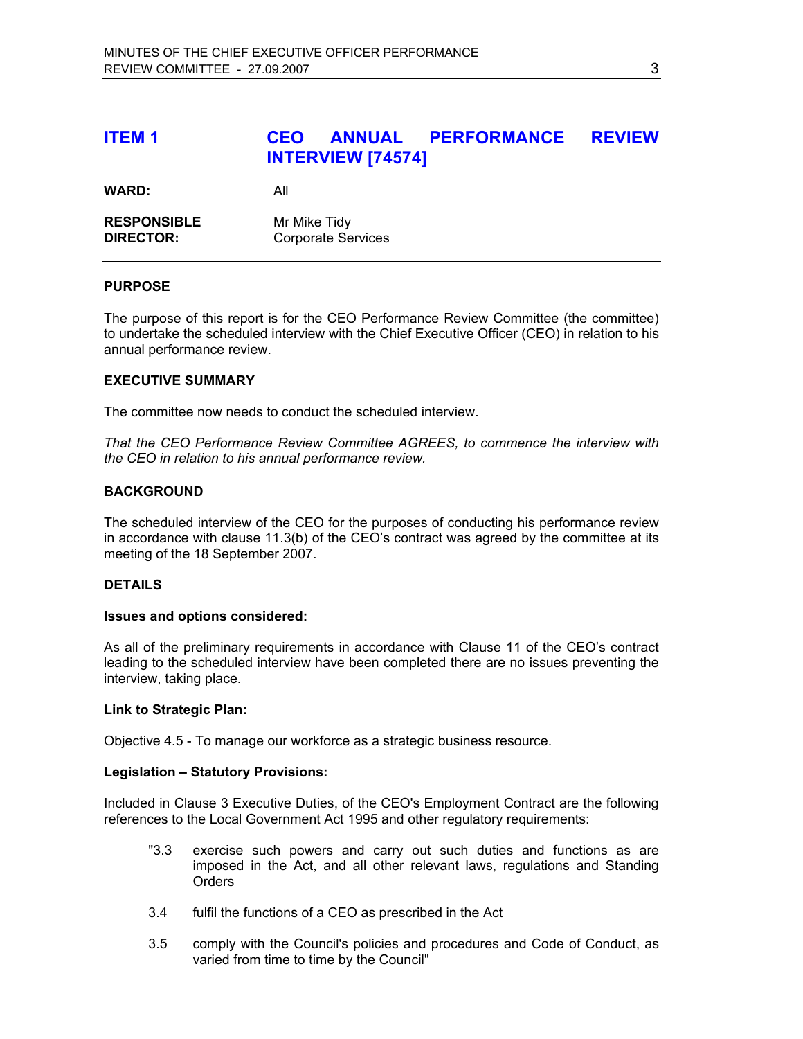## ITEM 1 CEO ANNUAL PERFORMANCE REVIEW INTERVIEW [74574]

**WARD:** All

**RESPONSIBLE DIRECTOR:** Mr Mike Tidy
Corporate Services

---

**PURPOSE**

The purpose of this report is for the CEO Performance Review Committee (the committee) to undertake the scheduled interview with the Chief Executive Officer (CEO) in relation to his annual performance review.

**EXECUTIVE SUMMARY**

The committee now needs to conduct the scheduled interview.

*That the CEO Performance Review Committee AGREES, to commence the interview with the CEO in relation to his annual performance review.*

**BACKGROUND**

The scheduled interview of the CEO for the purposes of conducting his performance review in accordance with clause 11.3(b) of the CEO's contract was agreed by the committee at its meeting of the 18 September 2007.

**DETAILS**

**Issues and options considered:**

As all of the preliminary requirements in accordance with Clause 11 of the CEO's contract leading to the scheduled interview have been completed there are no issues preventing the interview, taking place.

**Link to Strategic Plan:**

Objective 4.5 - To manage our workforce as a strategic business resource.

**Legislation – Statutory Provisions:**

Included in Clause 3 Executive Duties, of the CEO's Employment Contract are the following references to the Local Government Act 1995 and other regulatory requirements:

> "3.3 exercise such powers and carry out such duties and functions as are imposed in the Act, and all other relevant laws, regulations and Standing Orders
>
> 3.4 fulfil the functions of a CEO as prescribed in the Act
>
> 3.5 comply with the Council's policies and procedures and Code of Conduct, as varied from time to time by the Council"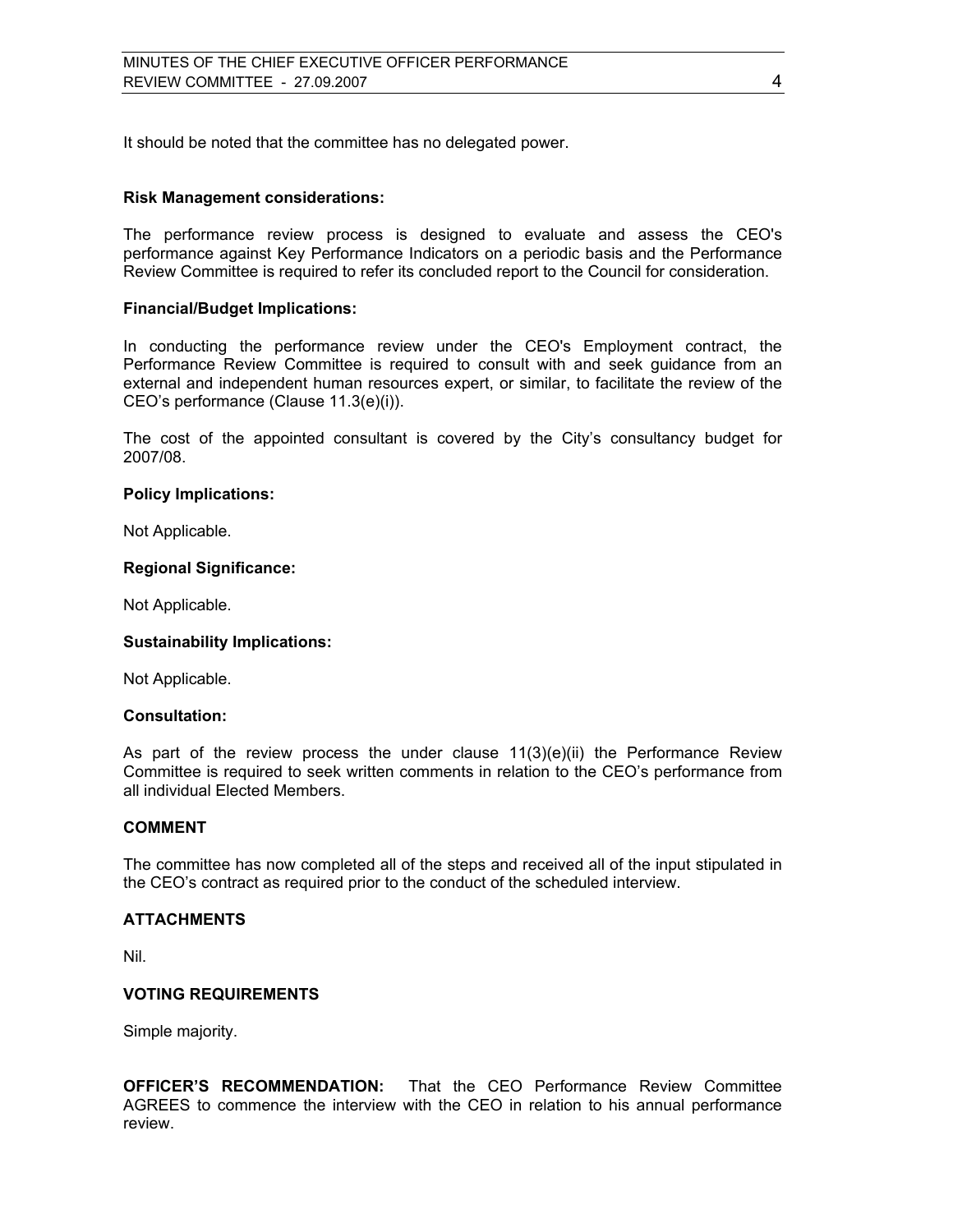It should be noted that the committee has no delegated power.

**Risk Management considerations:**

The performance review process is designed to evaluate and assess the CEO's performance against Key Performance Indicators on a periodic basis and the Performance Review Committee is required to refer its concluded report to the Council for consideration.

**Financial/Budget Implications:**

In conducting the performance review under the CEO's Employment contract, the Performance Review Committee is required to consult with and seek guidance from an external and independent human resources expert, or similar, to facilitate the review of the CEO's performance (Clause 11.3(e)(i)).

The cost of the appointed consultant is covered by the City's consultancy budget for 2007/08.

**Policy Implications:**

Not Applicable.

**Regional Significance:**

Not Applicable.

**Sustainability Implications:**

Not Applicable.

**Consultation:**

As part of the review process the under clause 11(3)(e)(ii) the Performance Review Committee is required to seek written comments in relation to the CEO's performance from all individual Elected Members.

## COMMENT

The committee has now completed all of the steps and received all of the input stipulated in the CEO's contract as required prior to the conduct of the scheduled interview.

## ATTACHMENTS

Nil.

## VOTING REQUIREMENTS

Simple majority.

**OFFICER'S RECOMMENDATION:** That the CEO Performance Review Committee AGREES to commence the interview with the CEO in relation to his annual performance review.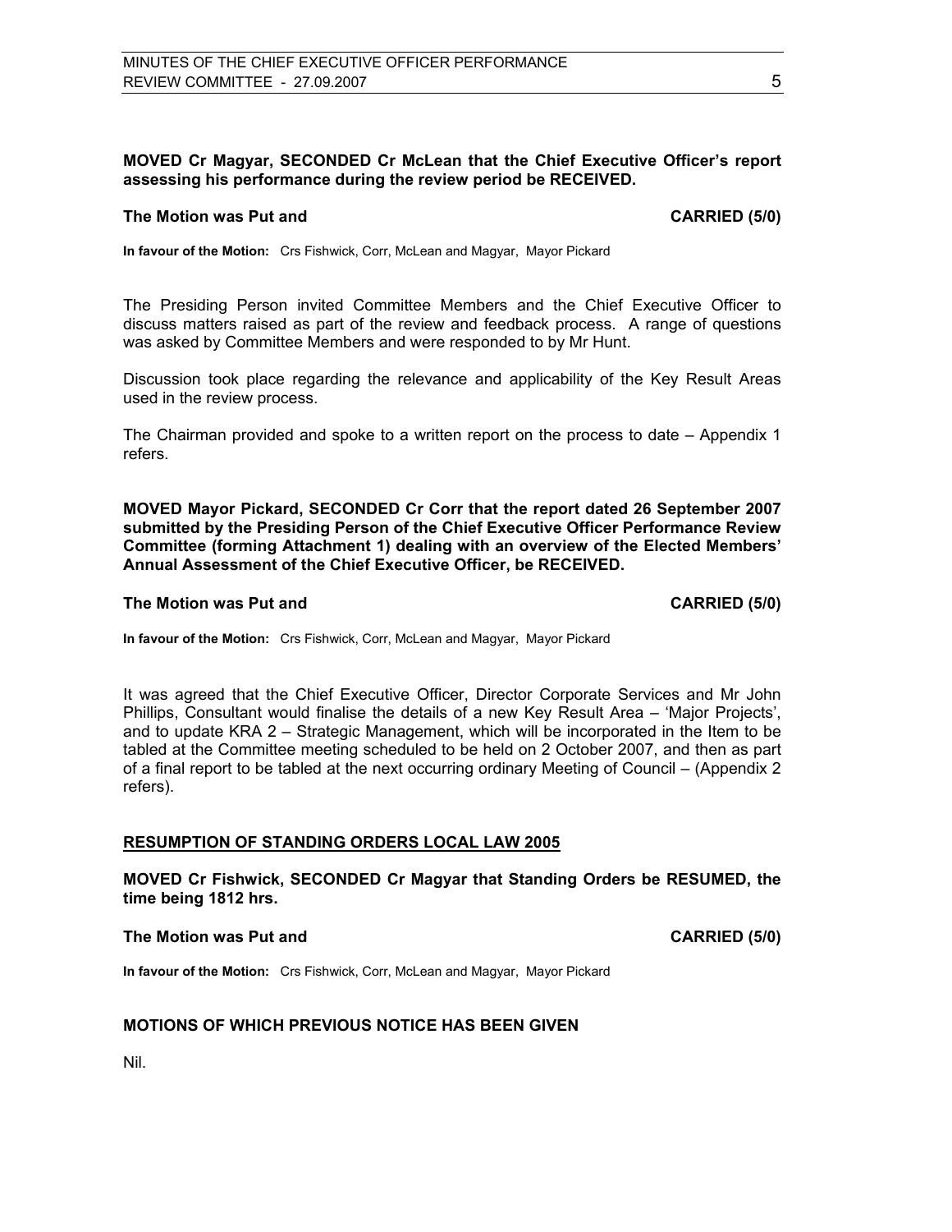**MOVED Cr Magyar, SECONDED Cr McLean that the Chief Executive Officer's report assessing his performance during the review period be RECEIVED.**

**The Motion was Put and CARRIED (5/0)**

**In favour of the Motion:** Crs Fishwick, Corr, McLean and Magyar, Mayor Pickard

The Presiding Person invited Committee Members and the Chief Executive Officer to discuss matters raised as part of the review and feedback process. A range of questions was asked by Committee Members and were responded to by Mr Hunt.

Discussion took place regarding the relevance and applicability of the Key Result Areas used in the review process.

The Chairman provided and spoke to a written report on the process to date – Appendix 1 refers.

**MOVED Mayor Pickard, SECONDED Cr Corr that the report dated 26 September 2007 submitted by the Presiding Person of the Chief Executive Officer Performance Review Committee (forming Attachment 1) dealing with an overview of the Elected Members' Annual Assessment of the Chief Executive Officer, be RECEIVED.**

**The Motion was Put and CARRIED (5/0)**

**In favour of the Motion:** Crs Fishwick, Corr, McLean and Magyar, Mayor Pickard

It was agreed that the Chief Executive Officer, Director Corporate Services and Mr John Phillips, Consultant would finalise the details of a new Key Result Area – 'Major Projects', and to update KRA 2 – Strategic Management, which will be incorporated in the Item to be tabled at the Committee meeting scheduled to be held on 2 October 2007, and then as part of a final report to be tabled at the next occurring ordinary Meeting of Council – (Appendix 2 refers).

## RESUMPTION OF STANDING ORDERS LOCAL LAW 2005

**MOVED Cr Fishwick, SECONDED Cr Magyar that Standing Orders be RESUMED, the time being 1812 hrs.**

**The Motion was Put and CARRIED (5/0)**

**In favour of the Motion:** Crs Fishwick, Corr, McLean and Magyar, Mayor Pickard

## MOTIONS OF WHICH PREVIOUS NOTICE HAS BEEN GIVEN

Nil.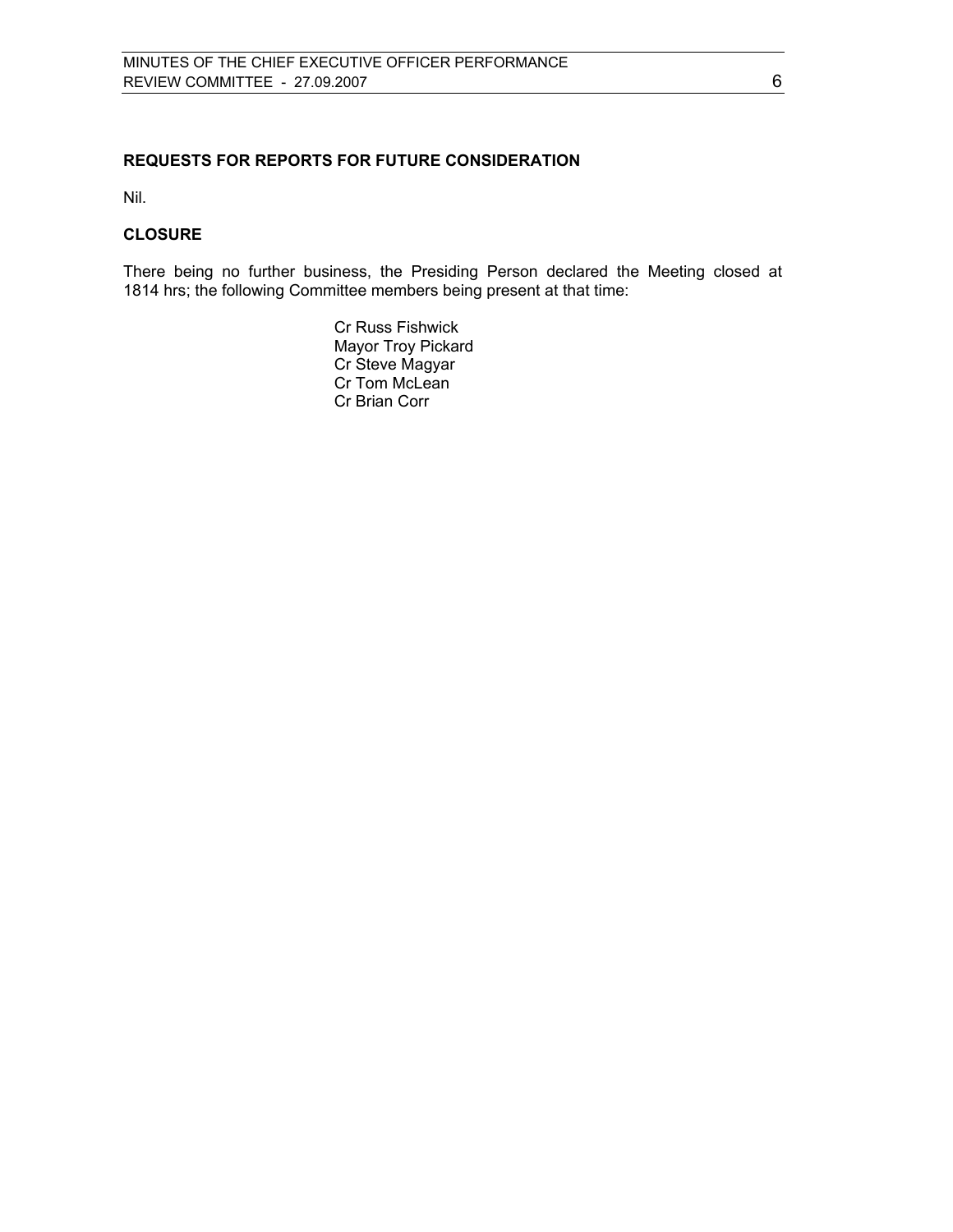**REQUESTS FOR REPORTS FOR FUTURE CONSIDERATION**

Nil.

**CLOSURE**

There being no further business, the Presiding Person declared the Meeting closed at 1814 hrs; the following Committee members being present at that time:

Cr Russ Fishwick
Mayor Troy Pickard
Cr Steve Magyar
Cr Tom McLean
Cr Brian Corr